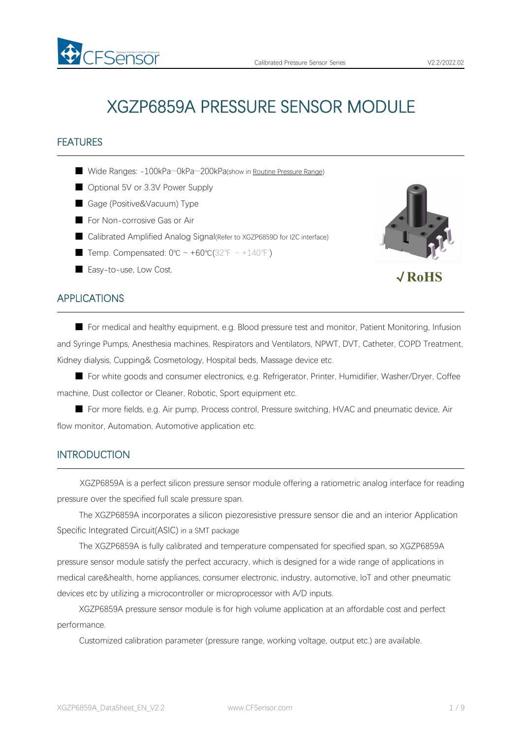# XGZP6859A PRESSURE SENSOR MODULE

## FEATURES

- Wide Ranges: -100kPa···0kPa···200kPa(show in Routine Pressure Range)
- Optional 5V or 3.3V Power Supply
- Gage (Positive&Vacuum) Type
- For Non-corrosive Gas or Air
- Calibrated Amplified Analog Signal(Refer to XGZP6859D for I2C interface)
- Temp. Compensated: 0℃ ~ +60℃(32℉ ~ +140℉)
- Easy-to-use, Low Cost.

√RoHS

## APPLICATIONS

- For medical and healthy equipment, e.g. Blood pressure test and monitor, Patient Monitoring, Infusion and Syringe Pumps, Anesthesia machines, Respirators and Ventilators, NPWT, DVT, Catheter, COPD Treatment, Kidney dialysis, Cupping& Cosmetology, Hospital beds, Massage device etc.
- For white goods and consumer electronics, e.g. Refrigerator, Printer, Humidifier, Washer/Dryer, Coffee machine, Dust collector or Cleaner, Robotic, Sport equipment etc.
- For more fields, e.g. Air pump, Process control, Pressure switching, HVAC and pneumatic device, Air flow monitor, Automation, Automotive application etc.

## INTRODUCTION

XGZP6859A is a perfect silicon pressure sensor module offering a ratiometric analog interface for reading pressure over the specified full scale pressure span.

The XGZP6859A incorporates a silicon piezoresistive pressure sensor die and an interior Application Specific Integrated Circuit(ASIC) in a SMT package

The XGZP6859A is fully calibrated and temperature compensated for specified span, so XGZP6859A pressure sensor module satisfy the perfect accuracy, which is designed for a wide range of applications in medical care&health, home appliances, consumer electronic, industry, automotive, IoT and other pneumatic devices etc by utilizing a microcontroller or microprocessor with A/D inputs.

XGZP6859A pressure sensor module is for high volume application at an affordable cost and perfect performance.

Customized calibration parameter (pressure range, working voltage, output etc.) are available.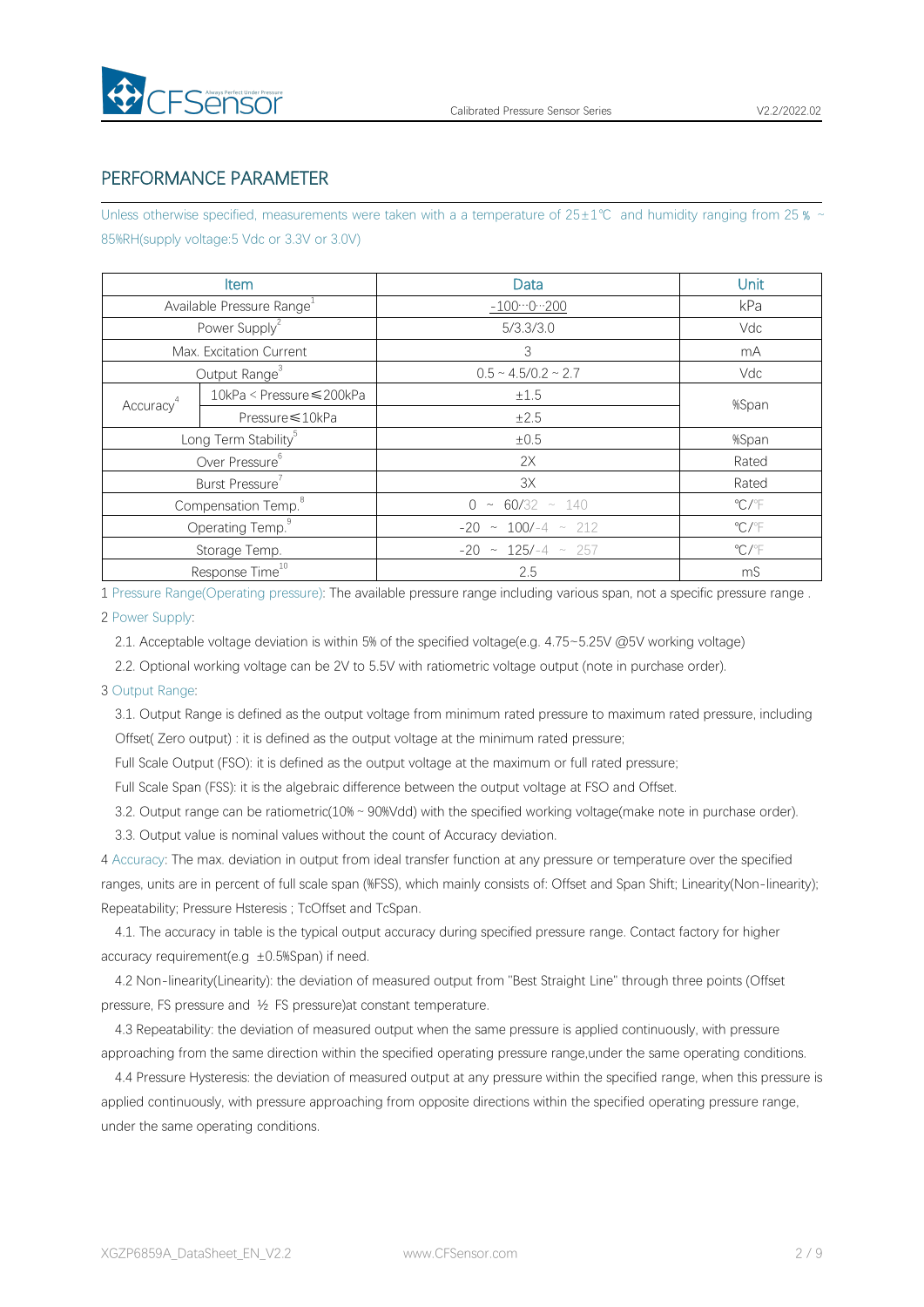## PERFORMANCE PARAMETER

Unless otherwise specified, measurements were taken with a a temperature of 25±1℃ and humidity ranging from 25 % ~ 85%RH(supply voltage:5 Vdc or 3.3V or 3.0V)

| Item | | Data | Unit |
|---|---|---|---|
| Available Pressure Range[1] | | -100…0…200 | kPa |
| Power Supply[2] | | 5/3.3/3.0 | Vdc |
| Max. Excitation Current | | 3 | mA |
| Output Range[3] | | 0.5 ~ 4.5/0.2 ~ 2.7 | Vdc |
| Accuracy[4] | 10kPa < Pressure≤200kPa | ±1.5 | %Span |
| | Pressure≤10kPa | ±2.5 | |
| Long Term Stability[5] | | ±0.5 | %Span |
| Over Pressure[6] | | 2X | Rated |
| Burst Pressure[7] | | 3X | Rated |
| Compensation Temp.[8] | | 0 ~ 60/32 ~ 140 | ℃/℉ |
| Operating Temp.[9] | | -20 ~ 100/-4 ~ 212 | ℃/℉ |
| Storage Temp. | | -20 ~ 125/-4 ~ 257 | ℃/℉ |
| Response Time[10] | | 2.5 | mS |

1 Pressure Range(Operating pressure): The available pressure range including various span, not a specific pressure range .

2 Power Supply:

2.1. Acceptable voltage deviation is within 5% of the specified voltage(e.g. 4.75~5.25V @5V working voltage)

2.2. Optional working voltage can be 2V to 5.5V with ratiometric voltage output (note in purchase order).

3 Output Range:

3.1. Output Range is defined as the output voltage from minimum rated pressure to maximum rated pressure, including Offset( Zero output) : it is defined as the output voltage at the minimum rated pressure;

Full Scale Output (FSO): it is defined as the output voltage at the maximum or full rated pressure;

Full Scale Span (FSS): it is the algebraic difference between the output voltage at FSO and Offset.

3.2. Output range can be ratiometric(10% ~ 90%Vdd) with the specified working voltage(make note in purchase order).

3.3. Output value is nominal values without the count of Accuracy deviation.

4 Accuracy: The max. deviation in output from ideal transfer function at any pressure or temperature over the specified ranges, units are in percent of full scale span (%FSS), which mainly consists of: Offset and Span Shift; Linearity(Non-linearity); Repeatability; Pressure Hsteresis ; TcOffset and TcSpan.

4.1. The accuracy in table is the typical output accuracy during specified pressure range. Contact factory for higher accuracy requirement(e.g ±0.5%Span) if need.

4.2 Non-linearity(Linearity): the deviation of measured output from "Best Straight Line" through three points (Offset pressure, FS pressure and ½ FS pressure)at constant temperature.

4.3 Repeatability: the deviation of measured output when the same pressure is applied continuously, with pressure approaching from the same direction within the specified operating pressure range,under the same operating conditions.

4.4 Pressure Hysteresis: the deviation of measured output at any pressure within the specified range, when this pressure is applied continuously, with pressure approaching from opposite directions within the specified operating pressure range, under the same operating conditions.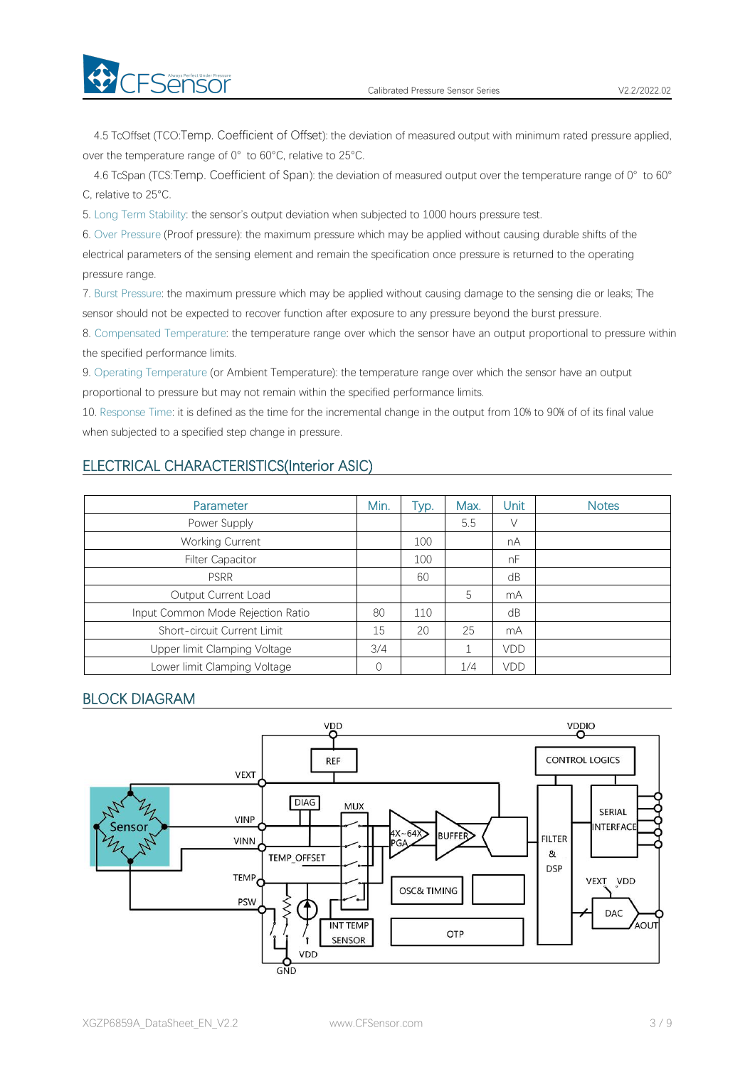4.5 TcOffset (TCO:Temp. Coefficient of Offset): the deviation of measured output with minimum rated pressure applied, over the temperature range of 0° to 60°C, relative to 25°C.

4.6 TcSpan (TCS:Temp. Coefficient of Span): the deviation of measured output over the temperature range of 0° to 60° C, relative to 25°C.

5. Long Term Stability: the sensor's output deviation when subjected to 1000 hours pressure test.

6. Over Pressure (Proof pressure): the maximum pressure which may be applied without causing durable shifts of the electrical parameters of the sensing element and remain the specification once pressure is returned to the operating pressure range.

7. Burst Pressure: the maximum pressure which may be applied without causing damage to the sensing die or leaks; The sensor should not be expected to recover function after exposure to any pressure beyond the burst pressure.

8. Compensated Temperature: the temperature range over which the sensor have an output proportional to pressure within the specified performance limits.

9. Operating Temperature (or Ambient Temperature): the temperature range over which the sensor have an output proportional to pressure but may not remain within the specified performance limits.

10. Response Time: it is defined as the time for the incremental change in the output from 10% to 90% of of its final value when subjected to a specified step change in pressure.

## ELECTRICAL CHARACTERISTICS(Interior ASIC)

| Parameter | Min. | Typ. | Max. | Unit | Notes |
|---|---|---|---|---|---|
| Power Supply | | | 5.5 | V | |
| Working Current | | 100 | | nA | |
| Filter Capacitor | | 100 | | nF | |
| PSRR | | 60 | | dB | |
| Output Current Load | | | 5 | mA | |
| Input Common Mode Rejection Ratio | 80 | 110 | | dB | |
| Short-circuit Current Limit | 15 | 20 | 25 | mA | |
| Upper limit Clamping Voltage | 3/4 | | 1 | VDD | |
| Lower limit Clamping Voltage | 0 | | 1/4 | VDD | |

## BLOCK DIAGRAM

VDD VDDIO REF CONTROL LOGICS VEXT DIAG MUX SERIAL INTERFACE Sensor VINP VINN 4X~64X PGA BUFFER FILTER & DSP TEMP_OFFSET TEMP VEXT VDD OSC& TIMING PSW DAC AOUT INT TEMP SENSOR OTP VDD GND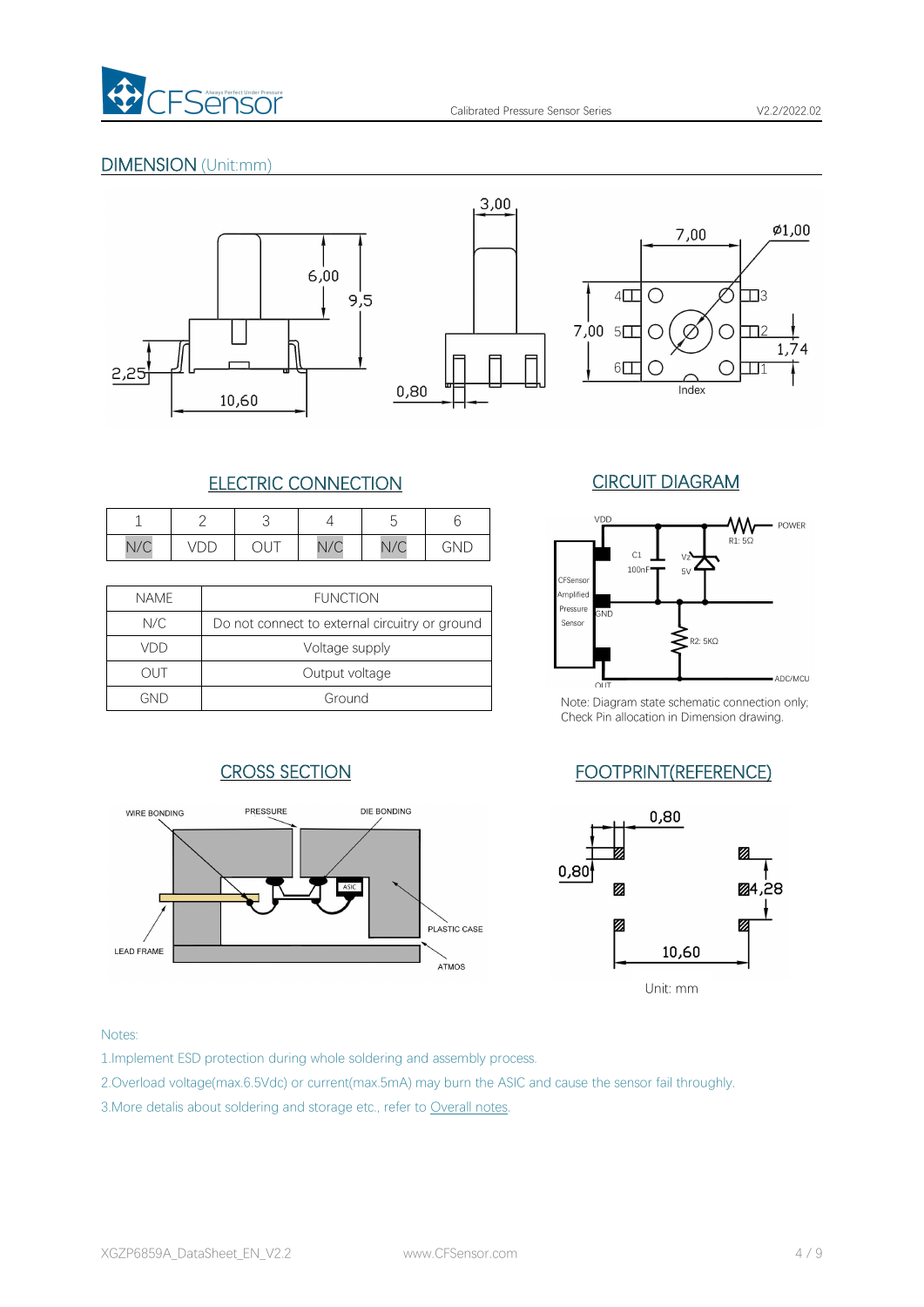## DIMENSION (Unit:mm)

## ELECTRIC CONNECTION

| 1 | 2 | 3 | 4 | 5 | 6 |
|---|---|---|---|---|---|
| N/C | VDD | OUT | N/C | N/C | GND |

| NAME | FUNCTION |
|---|---|
| N/C | Do not connect to external circuitry or ground |
| VDD | Voltage supply |
| OUT | Output voltage |
| GND | Ground |

## CIRCUIT DIAGRAM

Note: Diagram state schematic connection only; Check Pin allocation in Dimension drawing.

## CROSS SECTION

## FOOTPRINT(REFERENCE)

Unit: mm

Notes:

1.Implement ESD protection during whole soldering and assembly process.

2.Overload voltage(max.6.5Vdc) or current(max.5mA) may burn the ASIC and cause the sensor fail throughly.

3.More details about soldering and storage etc., refer to Overall notes.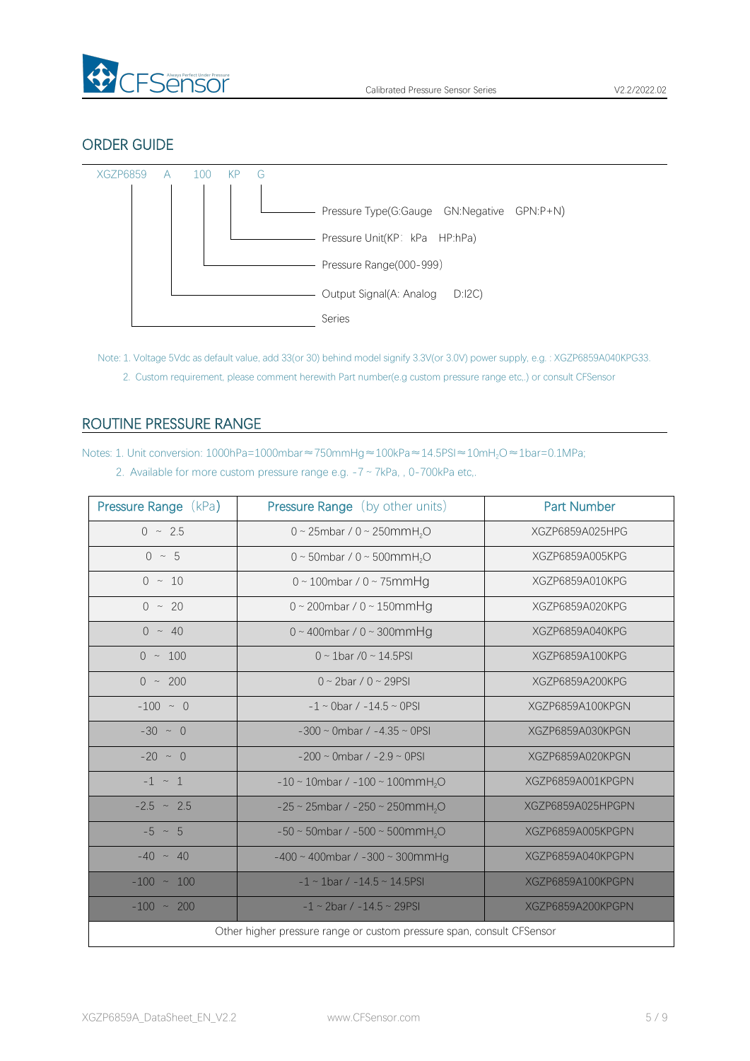## ORDER GUIDE

XGZP6859 A 100 KP G

- G — Pressure Type(G:Gauge GN:Negative GPN:P+N)
- KP — Pressure Unit(KP: kPa HP:hPa)
- 100 — Pressure Range(000-999)
- A — Output Signal(A: Analog D:I2C)
- XGZP6859 — Series

Note: 1. Voltage 5Vdc as default value, add 33(or 30) behind model signify 3.3V(or 3.0V) power supply, e.g. : XGZP6859A040KPG33.

2. Custom requirement, please comment herewith Part number(e.g custom pressure range etc.,) or consult CFSensor

## ROUTINE PRESSURE RANGE

Notes: 1. Unit conversion: 1000hPa=1000mbar≈750mmHg≈100kPa≈14.5PSI≈10m$H_2O$≈1bar=0.1MPa;

2. Available for more custom pressure range e.g. -7 ~ 7kPa, , 0-700kPa etc,.

| Pressure Range (kPa) | Pressure Range (by other units) | Part Number |
|---|---|---|
| 0 ~ 2.5 | 0 ~ 25mbar / 0 ~ 250mm$H_2O$ | XGZP6859A025HPG |
| 0 ~ 5 | 0 ~ 50mbar / 0 ~ 500mm$H_2O$ | XGZP6859A005KPG |
| 0 ~ 10 | 0 ~ 100mbar / 0 ~ 75mmHg | XGZP6859A010KPG |
| 0 ~ 20 | 0 ~ 200mbar / 0 ~ 150mmHg | XGZP6859A020KPG |
| 0 ~ 40 | 0 ~ 400mbar / 0 ~ 300mmHg | XGZP6859A040KPG |
| 0 ~ 100 | 0 ~ 1bar /0 ~ 14.5PSI | XGZP6859A100KPG |
| 0 ~ 200 | 0 ~ 2bar / 0 ~ 29PSI | XGZP6859A200KPG |
| -100 ~ 0 | -1 ~ 0bar / -14.5 ~ 0PSI | XGZP6859A100KPGN |
| -30 ~ 0 | -300 ~ 0mbar / -4.35 ~ 0PSI | XGZP6859A030KPGN |
| -20 ~ 0 | -200 ~ 0mbar / -2.9 ~ 0PSI | XGZP6859A020KPGN |
| -1 ~ 1 | -10 ~ 10mbar / -100 ~ 100mm$H_2O$ | XGZP6859A001KPGPN |
| -2.5 ~ 2.5 | -25 ~ 25mbar / -250 ~ 250mm$H_2O$ | XGZP6859A025HPGPN |
| -5 ~ 5 | -50 ~ 50mbar / -500 ~ 500mm$H_2O$ | XGZP6859A005KPGPN |
| -40 ~ 40 | -400 ~ 400mbar / -300 ~ 300mmHg | XGZP6859A040KPGPN |
| -100 ~ 100 | -1 ~ 1bar / -14.5 ~ 14.5PSI | XGZP6859A100KPGPN |
| -100 ~ 200 | -1 ~ 2bar / -14.5 ~ 29PSI | XGZP6859A200KPGPN |
| Other higher pressure range or custom pressure span, consult CFSensor | | |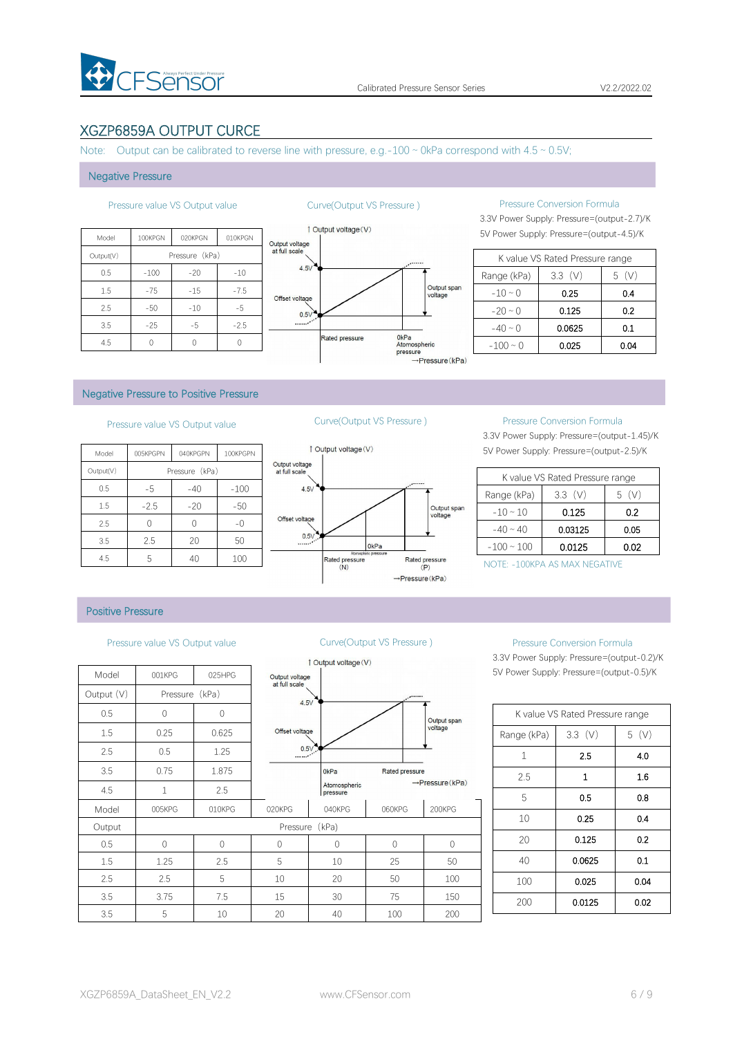## XGZP6859A OUTPUT CURCE

Note: Output can be calibrated to reverse line with pressure, e.g.-100 ~ 0kPa correspond with 4.5 ~ 0.5V;

### Negative Pressure

**Pressure value VS Output value**

| Model | 100KPGN | 020KPGN | 010KPGN |
|---|---|---|---|
| Output(V) | Pressure（kPa） | | |
| 0.5 | -100 | -20 | -10 |
| 1.5 | -75 | -15 | -7.5 |
| 2.5 | -50 | -10 | -5 |
| 3.5 | -25 | -5 | -2.5 |
| 4.5 | 0 | 0 | 0 |

**Curve(Output VS Pressure )**

Output voltage(V); Output voltage at full scale; 4.5V; Offset voltage; 0.5V; Output span voltage; Rated pressure; 0kPa Atomospheric pressure; Pressure(kPa)

**Pressure Conversion Formula**

3.3V Power Supply: Pressure=(output-2.7)/K

5V Power Supply: Pressure=(output-4.5)/K

| K value VS Rated Pressure range | | |
|---|---|---|
| Range (kPa) | 3.3 (V) | 5 (V) |
| -10 ~ 0 | 0.25 | 0.4 |
| -20 ~ 0 | 0.125 | 0.2 |
| -40 ~ 0 | 0.0625 | 0.1 |
| -100 ~ 0 | 0.025 | 0.04 |

### Negative Pressure to Positive Pressure

**Pressure value VS Output value**

| Model | 005KPGPN | 040KPGPN | 100KPGPN |
|---|---|---|---|
| Output(V) | Pressure（kPa） | | |
| 0.5 | -5 | -40 | -100 |
| 1.5 | -2.5 | -20 | -50 |
| 2.5 | 0 | 0 | -0 |
| 3.5 | 2.5 | 20 | 50 |
| 4.5 | 5 | 40 | 100 |

**Curve(Output VS Pressure )**

Output voltage(V); Output voltage at full scale; 4.5V; Offset voltage; 0.5V; Output span voltage; 0kPa Atomospheric pressure; Rated pressure (N); Rated pressure (P); Pressure(kPa)

**Pressure Conversion Formula**

3.3V Power Supply: Pressure=(output-1.45)/K

5V Power Supply: Pressure=(output-2.5)/K

| K value VS Rated Pressure range | | |
|---|---|---|
| Range (kPa) | 3.3 (V) | 5 (V) |
| -10 ~ 10 | 0.125 | 0.2 |
| -40 ~ 40 | 0.03125 | 0.05 |
| -100 ~ 100 | 0.0125 | 0.02 |

NOTE: -100KPA AS MAX NEGATIVE

### Positive Pressure

**Pressure value VS Output value**

| Model | 001KPG | 025HPG |
|---|---|---|
| Output (V) | Pressure（kPa） | |
| 0.5 | 0 | 0 |
| 1.5 | 0.25 | 0.625 |
| 2.5 | 0.5 | 1.25 |
| 3.5 | 0.75 | 1.875 |
| 4.5 | 1 | 2.5 |

| Model | 005KPG | 010KPG | 020KPG | 040KPG | 060KPG | 200KPG |
|---|---|---|---|---|---|---|
| Output | Pressure（kPa） | | | | | |
| 0.5 | 0 | 0 | 0 | 0 | 0 | 0 |
| 1.5 | 1.25 | 2.5 | 5 | 10 | 25 | 50 |
| 2.5 | 2.5 | 5 | 10 | 20 | 50 | 100 |
| 3.5 | 3.75 | 7.5 | 15 | 30 | 75 | 150 |
| 3.5 | 5 | 10 | 20 | 40 | 100 | 200 |

**Curve(Output VS Pressure )**

Output voltage(V); Output voltage at full scale; 4.5V; Offset voltage; 0.5V; Output span voltage; 0kPa Atomospheric pressure; Rated pressure; Pressure(kPa)

**Pressure Conversion Formula**

3.3V Power Supply: Pressure=(output-0.2)/K

5V Power Supply: Pressure=(output-0.5)/K

| K value VS Rated Pressure range | | |
|---|---|---|
| Range (kPa) | 3.3 (V) | 5 (V) |
| 1 | 2.5 | 4.0 |
| 2.5 | 1 | 1.6 |
| 5 | 0.5 | 0.8 |
| 10 | 0.25 | 0.4 |
| 20 | 0.125 | 0.2 |
| 40 | 0.0625 | 0.1 |
| 100 | 0.025 | 0.04 |
| 200 | 0.0125 | 0.02 |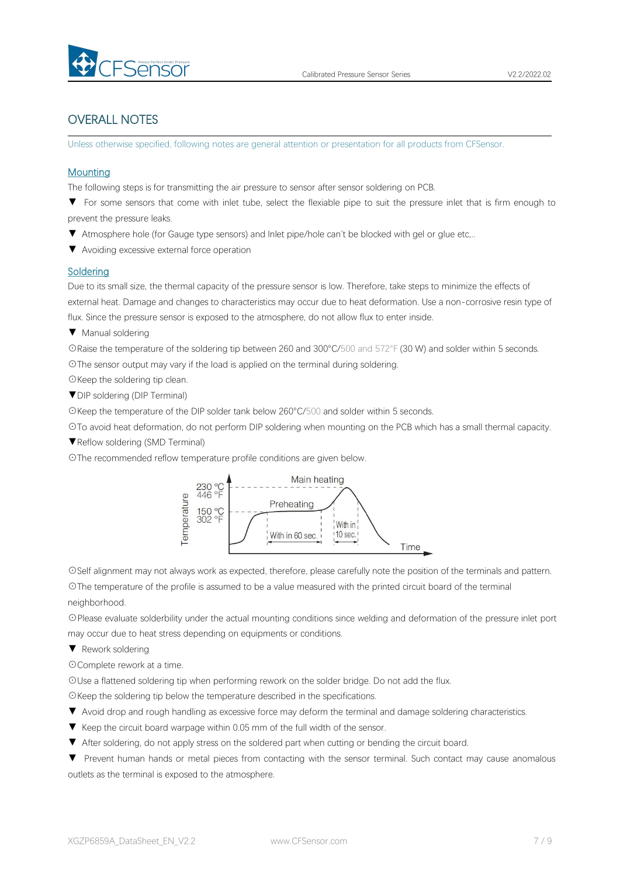## OVERALL NOTES

Unless otherwise specified, following notes are general attention or presentation for all products from CFSensor.

### Mounting

The following steps is for transmitting the air pressure to sensor after sensor soldering on PCB.

▼ For some sensors that come with inlet tube, select the flexiable pipe to suit the pressure inlet that is firm enough to prevent the pressure leaks.

▼ Atmosphere hole (for Gauge type sensors) and Inlet pipe/hole can't be blocked with gel or glue etc,..

▼ Avoiding excessive external force operation

### Soldering

Due to its small size, the thermal capacity of the pressure sensor is low. Therefore, take steps to minimize the effects of external heat. Damage and changes to characteristics may occur due to heat deformation. Use a non-corrosive resin type of flux. Since the pressure sensor is exposed to the atmosphere, do not allow flux to enter inside.

▼ Manual soldering

⊙Raise the temperature of the soldering tip between 260 and 300°C/500 and 572°F (30 W) and solder within 5 seconds.

⊙The sensor output may vary if the load is applied on the terminal during soldering.

⊙Keep the soldering tip clean.

▼DIP soldering (DIP Terminal)

⊙Keep the temperature of the DIP solder tank below 260°C/500 and solder within 5 seconds.

⊙To avoid heat deformation, do not perform DIP soldering when mounting on the PCB which has a small thermal capacity.

▼Reflow soldering (SMD Terminal)

⊙The recommended reflow temperature profile conditions are given below.

Temperature: 230 °C / 446 °F; 150 °C / 302 °F — Preheating: With in 60 sec. — Main heating: With in 10 sec. — Time

⊙Self alignment may not always work as expected, therefore, please carefully note the position of the terminals and pattern.

⊙The temperature of the profile is assumed to be a value measured with the printed circuit board of the terminal neighborhood.

⊙Please evaluate solderbility under the actual mounting conditions since welding and deformation of the pressure inlet port may occur due to heat stress depending on equipments or conditions.

▼ Rework soldering

⊙Complete rework at a time.

⊙Use a flattened soldering tip when performing rework on the solder bridge. Do not add the flux.

⊙Keep the soldering tip below the temperature described in the specifications.

▼ Avoid drop and rough handling as excessive force may deform the terminal and damage soldering characteristics.

▼ Keep the circuit board warpage within 0.05 mm of the full width of the sensor.

▼ After soldering, do not apply stress on the soldered part when cutting or bending the circuit board.

▼ Prevent human hands or metal pieces from contacting with the sensor terminal. Such contact may cause anomalous outlets as the terminal is exposed to the atmosphere.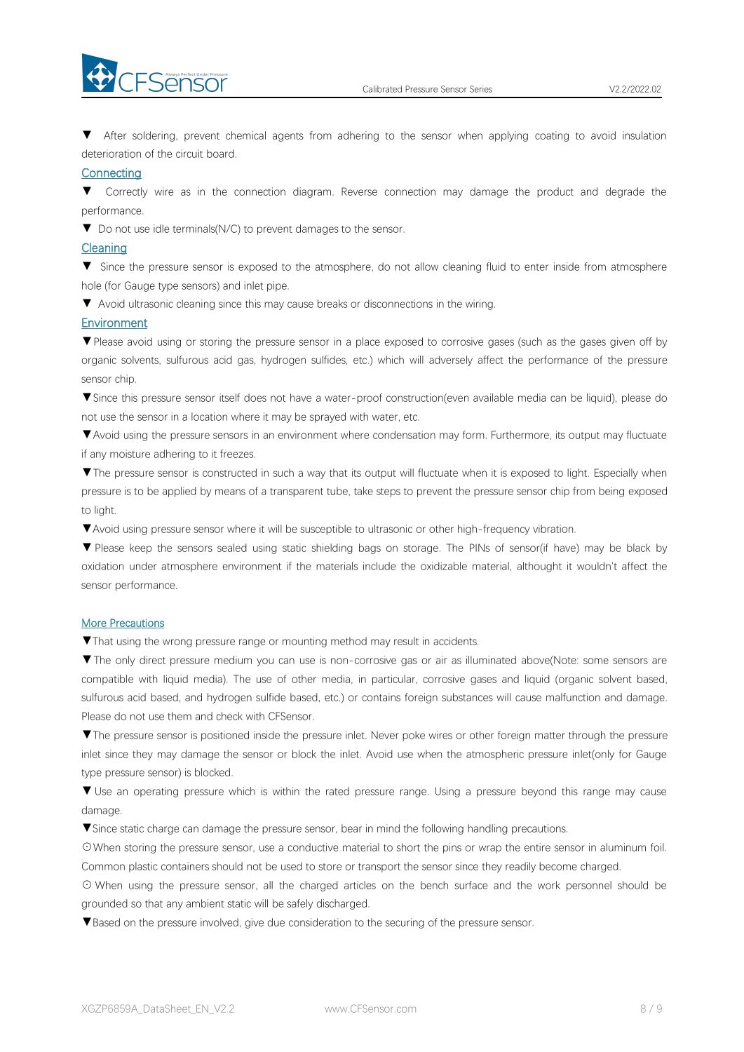▼ After soldering, prevent chemical agents from adhering to the sensor when applying coating to avoid insulation deterioration of the circuit board.

### Connecting

▼ Correctly wire as in the connection diagram. Reverse connection may damage the product and degrade the performance.

▼ Do not use idle terminals(N/C) to prevent damages to the sensor.

### Cleaning

▼ Since the pressure sensor is exposed to the atmosphere, do not allow cleaning fluid to enter inside from atmosphere hole (for Gauge type sensors) and inlet pipe.

▼ Avoid ultrasonic cleaning since this may cause breaks or disconnections in the wiring.

### Environment

▼Please avoid using or storing the pressure sensor in a place exposed to corrosive gases (such as the gases given off by organic solvents, sulfurous acid gas, hydrogen sulfides, etc.) which will adversely affect the performance of the pressure sensor chip.

▼Since this pressure sensor itself does not have a water-proof construction(even available media can be liquid), please do not use the sensor in a location where it may be sprayed with water, etc.

▼Avoid using the pressure sensors in an environment where condensation may form. Furthermore, its output may fluctuate if any moisture adhering to it freezes.

▼The pressure sensor is constructed in such a way that its output will fluctuate when it is exposed to light. Especially when pressure is to be applied by means of a transparent tube, take steps to prevent the pressure sensor chip from being exposed to light.

▼Avoid using pressure sensor where it will be susceptible to ultrasonic or other high-frequency vibration.

▼ Please keep the sensors sealed using static shielding bags on storage. The PINs of sensor(if have) may be black by oxidation under atmosphere environment if the materials include the oxidizable material, althought it wouldn't affect the sensor performance.

### More Precautions

▼That using the wrong pressure range or mounting method may result in accidents.

▼The only direct pressure medium you can use is non-corrosive gas or air as illuminated above(Note: some sensors are compatible with liquid media). The use of other media, in particular, corrosive gases and liquid (organic solvent based, sulfurous acid based, and hydrogen sulfide based, etc.) or contains foreign substances will cause malfunction and damage. Please do not use them and check with CFSensor.

▼The pressure sensor is positioned inside the pressure inlet. Never poke wires or other foreign matter through the pressure inlet since they may damage the sensor or block the inlet. Avoid use when the atmospheric pressure inlet(only for Gauge type pressure sensor) is blocked.

▼ Use an operating pressure which is within the rated pressure range. Using a pressure beyond this range may cause damage.

▼Since static charge can damage the pressure sensor, bear in mind the following handling precautions.

⊙When storing the pressure sensor, use a conductive material to short the pins or wrap the entire sensor in aluminum foil. Common plastic containers should not be used to store or transport the sensor since they readily become charged.

⊙ When using the pressure sensor, all the charged articles on the bench surface and the work personnel should be grounded so that any ambient static will be safely discharged.

▼Based on the pressure involved, give due consideration to the securing of the pressure sensor.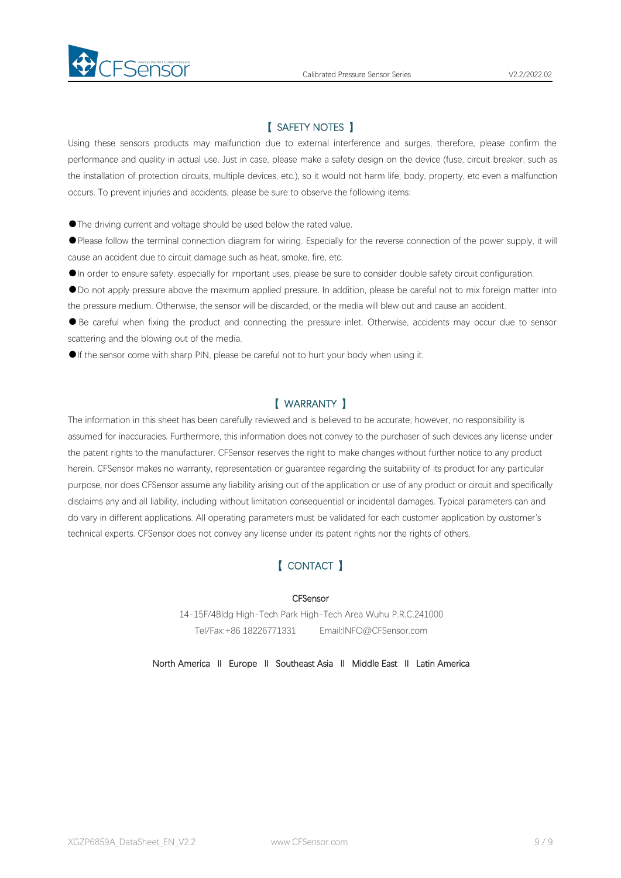## 【 SAFETY NOTES 】

Using these sensors products may malfunction due to external interference and surges, therefore, please confirm the performance and quality in actual use. Just in case, please make a safety design on the device (fuse, circuit breaker, such as the installation of protection circuits, multiple devices, etc.), so it would not harm life, body, property, etc even a malfunction occurs. To prevent injuries and accidents, please be sure to observe the following items:

- The driving current and voltage should be used below the rated value.
- Please follow the terminal connection diagram for wiring. Especially for the reverse connection of the power supply, it will cause an accident due to circuit damage such as heat, smoke, fire, etc.
- In order to ensure safety, especially for important uses, please be sure to consider double safety circuit configuration.
- Do not apply pressure above the maximum applied pressure. In addition, please be careful not to mix foreign matter into the pressure medium. Otherwise, the sensor will be discarded, or the media will blew out and cause an accident.
- Be careful when fixing the product and connecting the pressure inlet. Otherwise, accidents may occur due to sensor scattering and the blowing out of the media.
- If the sensor come with sharp PIN, please be careful not to hurt your body when using it.

## 【 WARRANTY 】

The information in this sheet has been carefully reviewed and is believed to be accurate; however, no responsibility is assumed for inaccuracies. Furthermore, this information does not convey to the purchaser of such devices any license under the patent rights to the manufacturer. CFSensor reserves the right to make changes without further notice to any product herein. CFSensor makes no warranty, representation or guarantee regarding the suitability of its product for any particular purpose, nor does CFSensor assume any liability arising out of the application or use of any product or circuit and specifically disclaims any and all liability, including without limitation consequential or incidental damages. Typical parameters can and do vary in different applications. All operating parameters must be validated for each customer application by customer's technical experts. CFSensor does not convey any license under its patent rights nor the rights of others.

## 【 CONTACT 】

CFSensor

14-15F/4Bldg High-Tech Park High-Tech Area Wuhu P.R.C.241000

Tel/Fax:+86 18226771331 Email:INFO@CFSensor.com

North America II Europe II Southeast Asia II Middle East II Latin America